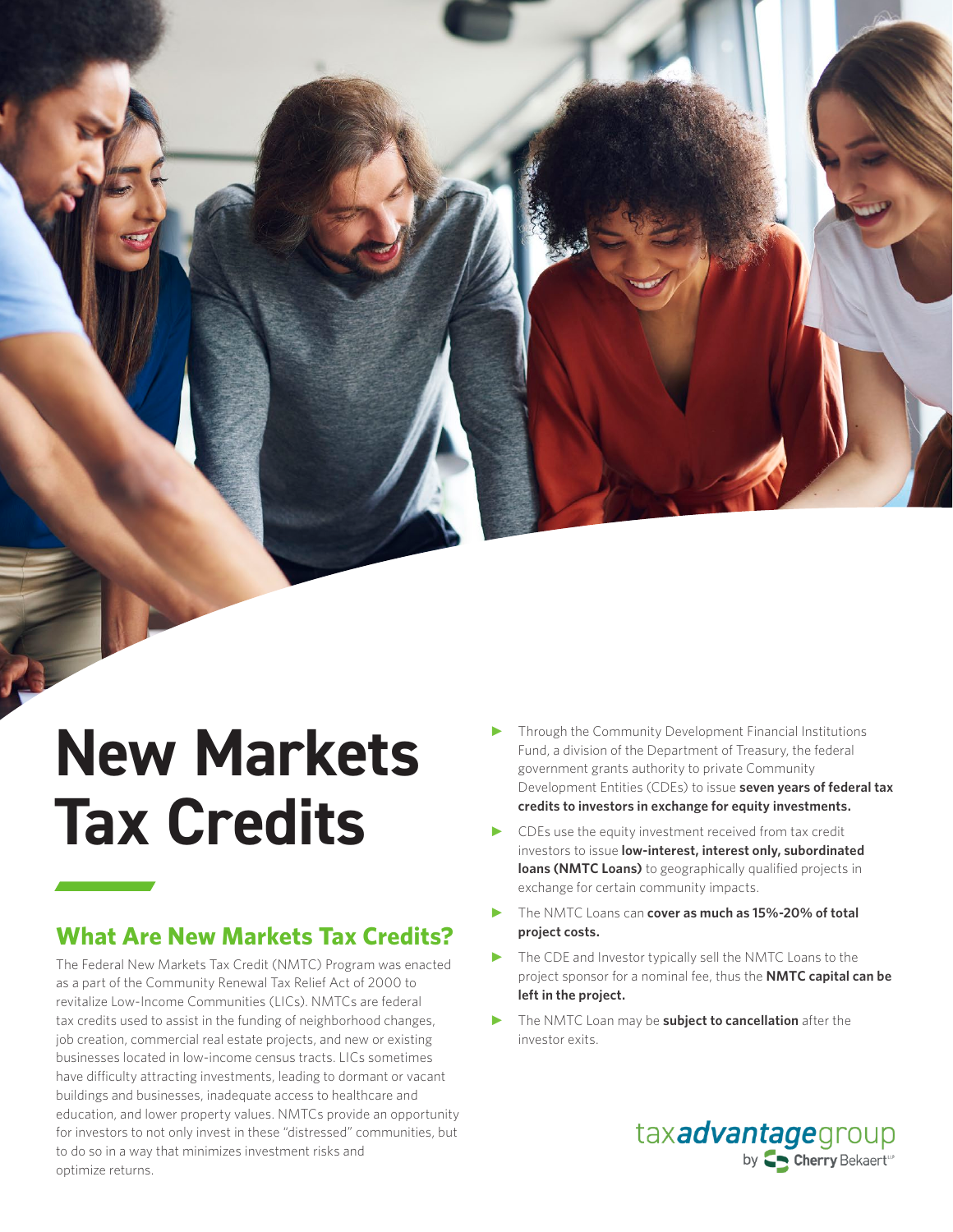# New Markets Tax Credits

## What Are New Markets Tax Credits?

The Federal New Markets Tax Credit (NMTC) Program was enacted as a part of the Community Renewal Tax Relief Act of 2000 to revitalize Low-Income Communities (LICs). NMTCs are federal tax credits used to assist in the funding of neighborhood changes, job creation, commercial real estate projects, and new or existing businesses located in low-income census tracts. LICs sometimes have difficulty attracting investments, leading to dormant or vacant buildings and businesses, inadequate access to healthcare and education, and lower property values. NMTCs provide an opportunity for investors to not only invest in these "distressed" communities, but to do so in a way that minimizes investment risks and optimize returns.

- Through the Community Development Financial Institutions Fund, a division of the Department of Treasury, the federal government grants authority to private Community Development Entities (CDEs) to issue **seven years of federal tax credits to investors in exchange for equity investments.**
- CDEs use the equity investment received from tax credit investors to issue **low-interest, interest only, subordinated loans (NMTC Loans)** to geographically qualified projects in exchange for certain community impacts.
- The NMTC Loans can **cover as much as 15%-20% of total project costs.**
- The CDE and Investor typically sell the NMTC Loans to the project sponsor for a nominal fee, thus the **NMTC capital can be left in the project.**
- The NMTC Loan may be **subject to cancellation** after the investor exits.

taxadvantagegroup by Cherry Bekaert LLP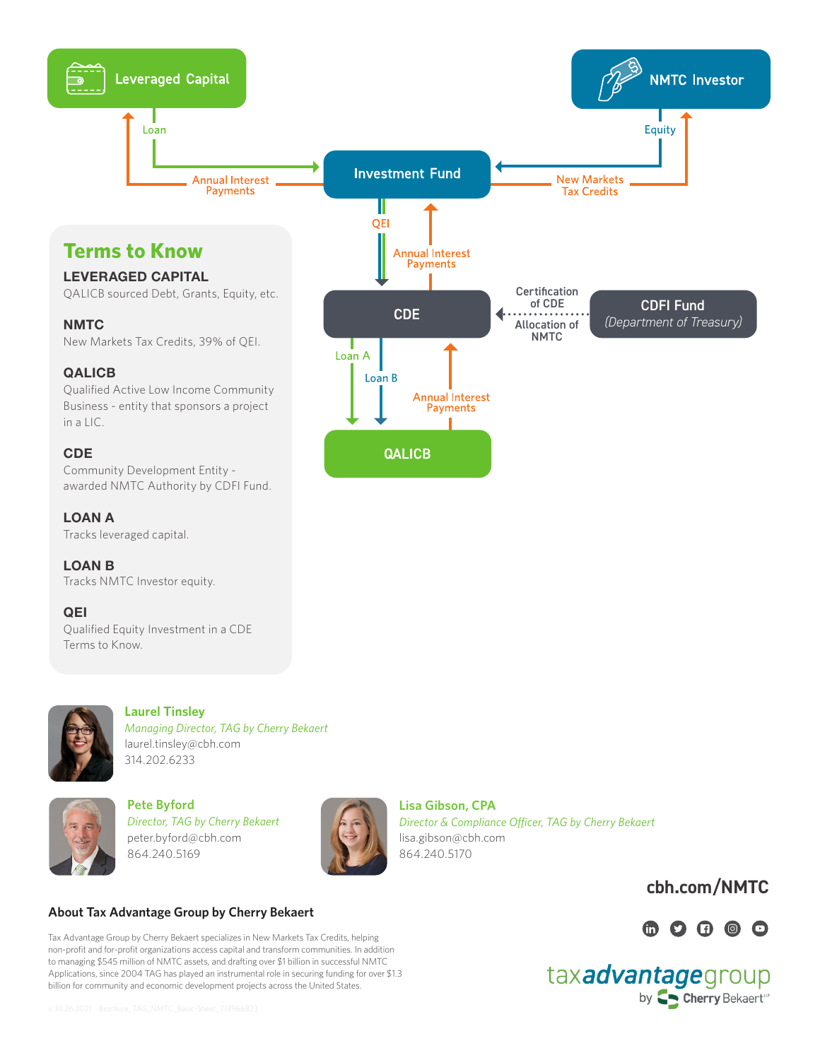Leveraged Capital

NMTC Investor

Loan

Equity

Annual Interest Payments

Investment Fund

New Markets Tax Credits

QEI

Annual Interest Payments

CDE

Certification of CDE

Allocation of NMTC

CDFI Fund
*(Department of Treasury)*

Loan A

Loan B

Annual Interest Payments

QALICB

## Terms to Know

**LEVERAGED CAPITAL**
QALICB sourced Debt, Grants, Equity, etc.

**NMTC**
New Markets Tax Credits, 39% of QEI.

**QALICB**
Qualified Active Low Income Community Business - entity that sponsors a project in a LIC.

**CDE**
Community Development Entity - awarded NMTC Authority by CDFI Fund.

**LOAN A**
Tracks leveraged capital.

**LOAN B**
Tracks NMTC Investor equity.

**QEI**
Qualified Equity Investment in a CDE Terms to Know.

**Laurel Tinsley**
*Managing Director, TAG by Cherry Bekaert*
laurel.tinsley@cbh.com
314.202.6233

**Pete Byford**
*Director, TAG by Cherry Bekaert*
peter.byford@cbh.com
864.240.5169

**Lisa Gibson, CPA**
*Director & Compliance Officer, TAG by Cherry Bekaert*
lisa.gibson@cbh.com
864.240.5170

**cbh.com/NMTC**

### About Tax Advantage Group by Cherry Bekaert

Tax Advantage Group by Cherry Bekaert specializes in New Markets Tax Credits, helping non-profit and for-profit organizations access capital and transform communities. In addition to managing $545 million of NMTC assets, and drafting over $1 billion in successful NMTC Applications, since 2004 TAG has played an instrumental role in securing funding for over $1.3 billion for community and economic development projects across the United States.

taxadvantagegroup by Cherry Bekaert

v. 10.26.2021 Brochure_TAG_NMTC_Basic-Sheet_713966823